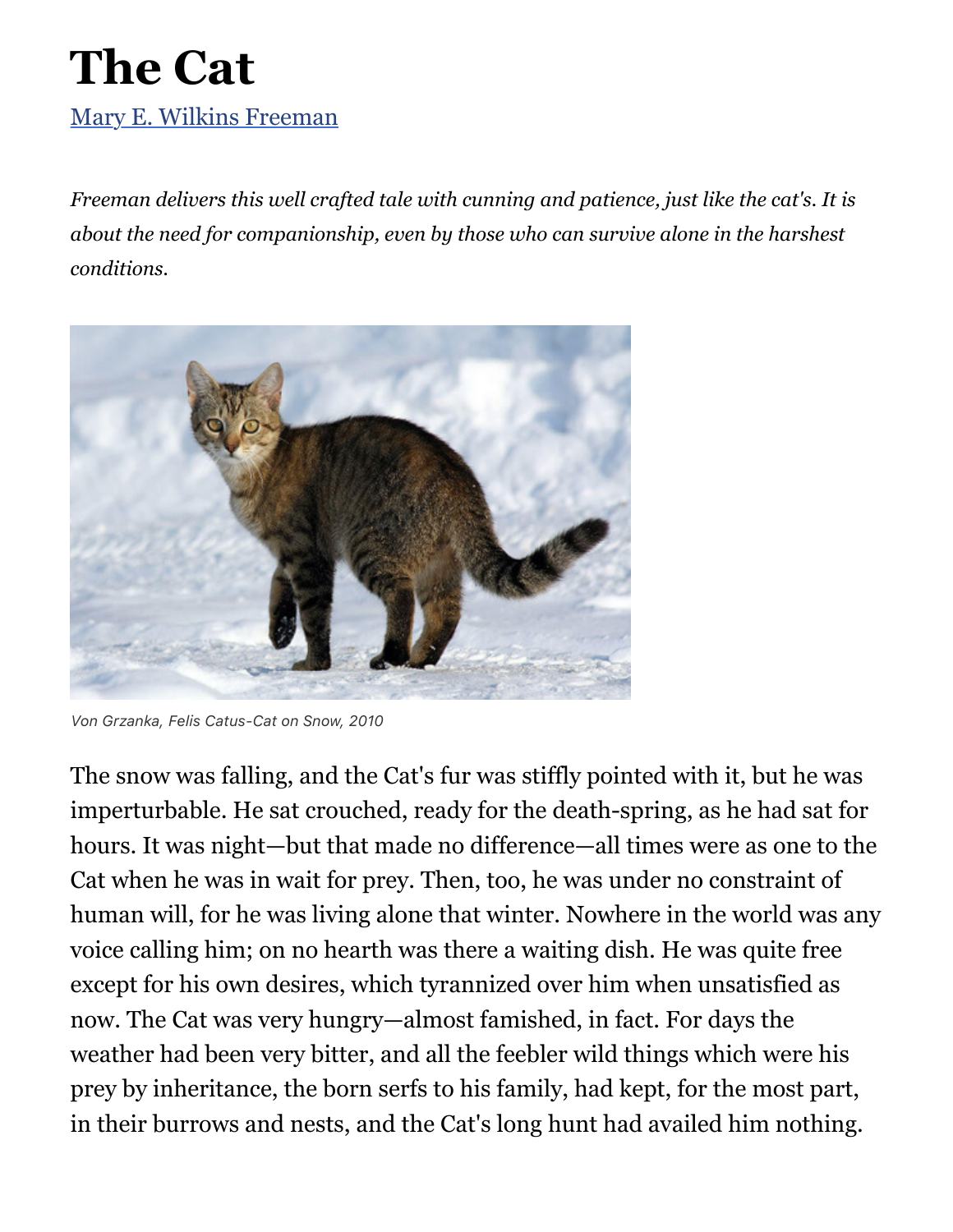# The Cat

Mary E. Wilkins Freeman

*Freeman delivers this well crafted tale with cunning and patience, just like the cat's. It is about the need for companionship, even by those who can survive alone in the harshest conditions.*

Von Grzanka, Felis Catus-Cat on Snow, 2010

The snow was falling, and the Cat's fur was stiffly pointed with it, but he was imperturbable. He sat crouched, ready for the death-spring, as he had sat for hours. It was night—but that made no difference—all times were as one to the Cat when he was in wait for prey. Then, too, he was under no constraint of human will, for he was living alone that winter. Nowhere in the world was any voice calling him; on no hearth was there a waiting dish. He was quite free except for his own desires, which tyrannized over him when unsatisfied as now. The Cat was very hungry—almost famished, in fact. For days the weather had been very bitter, and all the feebler wild things which were his prey by inheritance, the born serfs to his family, had kept, for the most part, in their burrows and nests, and the Cat's long hunt had availed him nothing.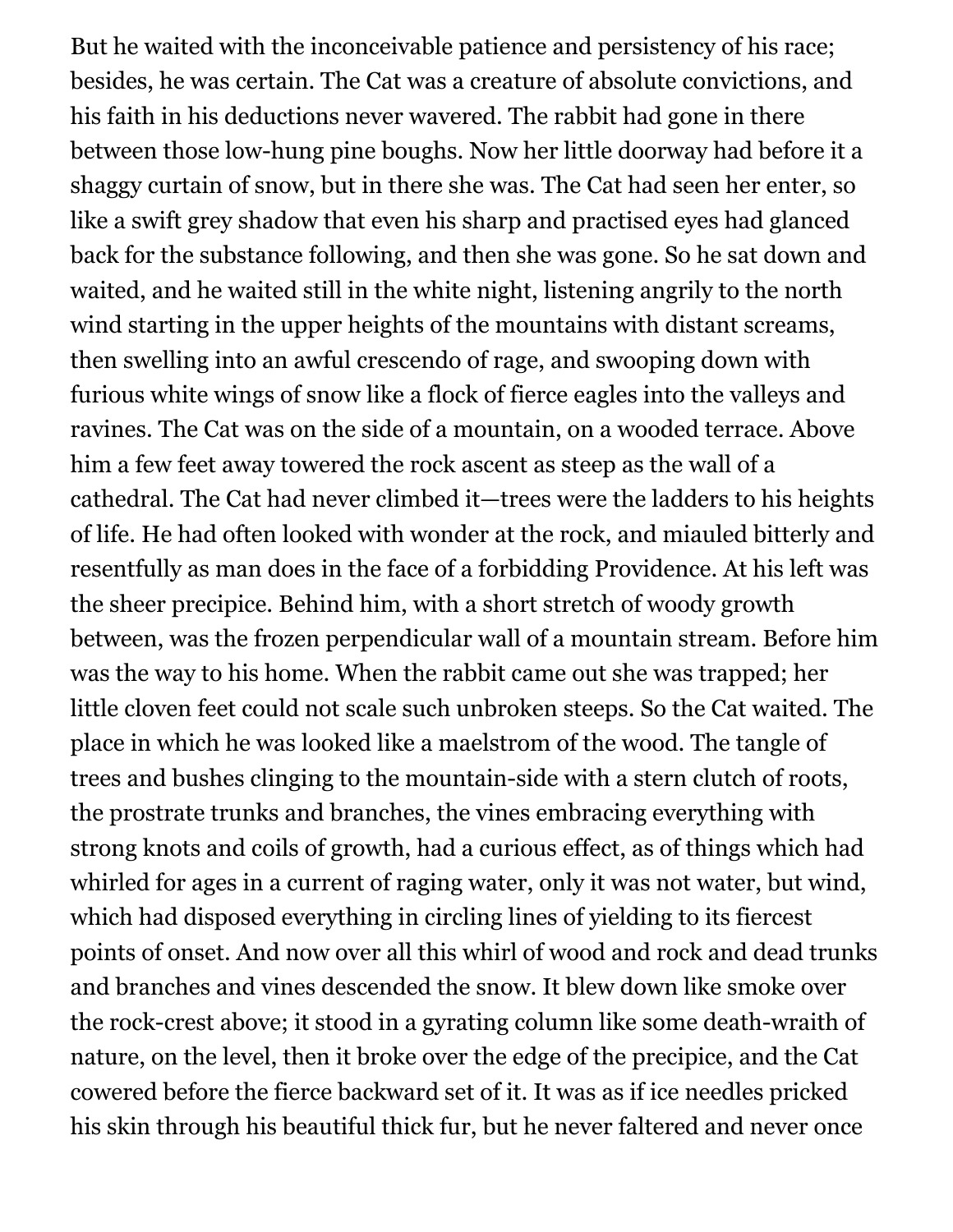But he waited with the inconceivable patience and persistency of his race; besides, he was certain. The Cat was a creature of absolute convictions, and his faith in his deductions never wavered. The rabbit had gone in there between those low-hung pine boughs. Now her little doorway had before it a shaggy curtain of snow, but in there she was. The Cat had seen her enter, so like a swift grey shadow that even his sharp and practised eyes had glanced back for the substance following, and then she was gone. So he sat down and waited, and he waited still in the white night, listening angrily to the north wind starting in the upper heights of the mountains with distant screams, then swelling into an awful crescendo of rage, and swooping down with furious white wings of snow like a flock of fierce eagles into the valleys and ravines. The Cat was on the side of a mountain, on a wooded terrace. Above him a few feet away towered the rock ascent as steep as the wall of a cathedral. The Cat had never climbed it—trees were the ladders to his heights of life. He had often looked with wonder at the rock, and miauled bitterly and resentfully as man does in the face of a forbidding Providence. At his left was the sheer precipice. Behind him, with a short stretch of woody growth between, was the frozen perpendicular wall of a mountain stream. Before him was the way to his home. When the rabbit came out she was trapped; her little cloven feet could not scale such unbroken steeps. So the Cat waited. The place in which he was looked like a maelstrom of the wood. The tangle of trees and bushes clinging to the mountain-side with a stern clutch of roots, the prostrate trunks and branches, the vines embracing everything with strong knots and coils of growth, had a curious effect, as of things which had whirled for ages in a current of raging water, only it was not water, but wind, which had disposed everything in circling lines of yielding to its fiercest points of onset. And now over all this whirl of wood and rock and dead trunks and branches and vines descended the snow. It blew down like smoke over the rock-crest above; it stood in a gyrating column like some death-wraith of nature, on the level, then it broke over the edge of the precipice, and the Cat cowered before the fierce backward set of it. It was as if ice needles pricked his skin through his beautiful thick fur, but he never faltered and never once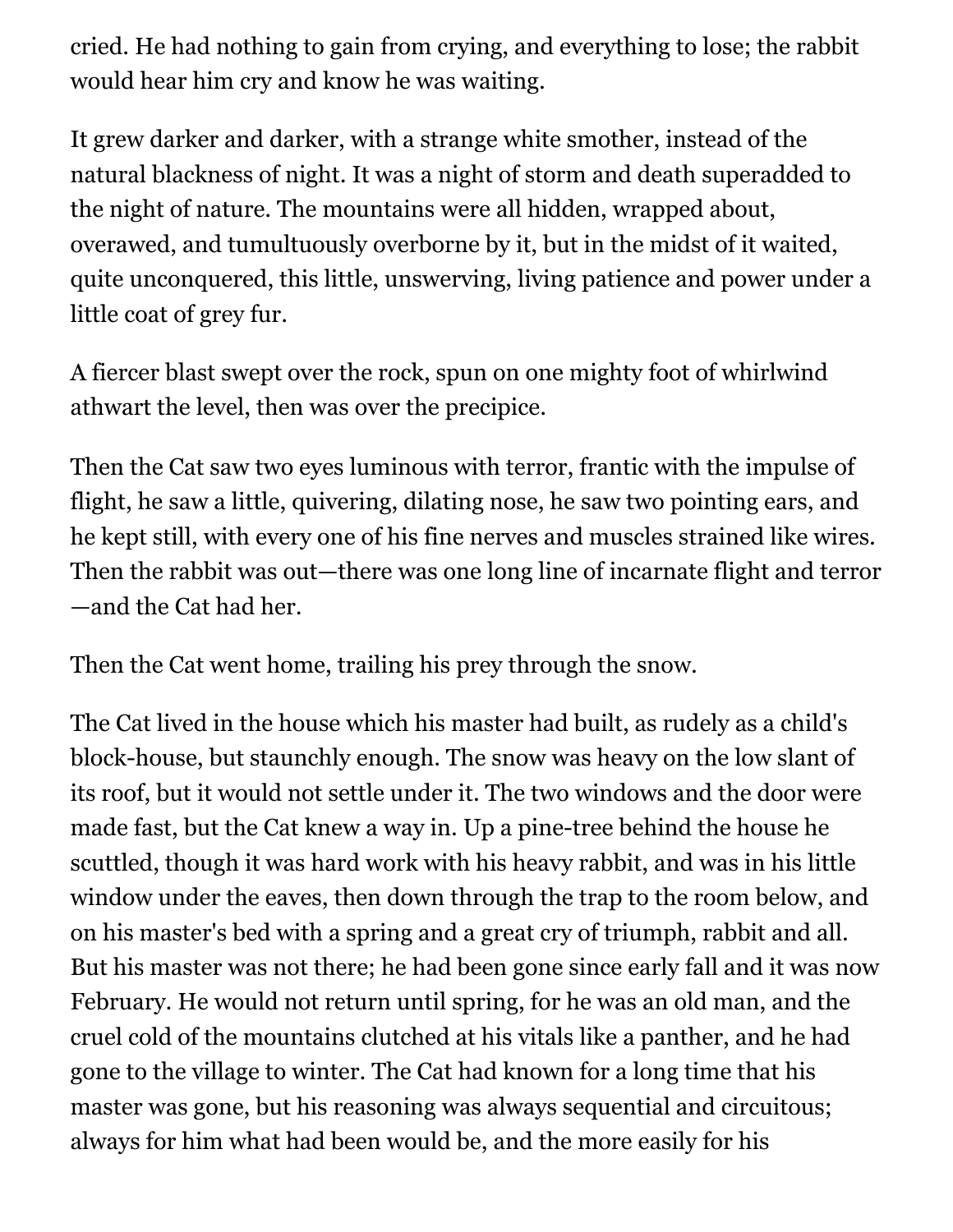cried. He had nothing to gain from crying, and everything to lose; the rabbit would hear him cry and know he was waiting.

It grew darker and darker, with a strange white smother, instead of the natural blackness of night. It was a night of storm and death superadded to the night of nature. The mountains were all hidden, wrapped about, overawed, and tumultuously overborne by it, but in the midst of it waited, quite unconquered, this little, unswerving, living patience and power under a little coat of grey fur.

A fiercer blast swept over the rock, spun on one mighty foot of whirlwind athwart the level, then was over the precipice.

Then the Cat saw two eyes luminous with terror, frantic with the impulse of flight, he saw a little, quivering, dilating nose, he saw two pointing ears, and he kept still, with every one of his fine nerves and muscles strained like wires. Then the rabbit was out—there was one long line of incarnate flight and terror—and the Cat had her.

Then the Cat went home, trailing his prey through the snow.

The Cat lived in the house which his master had built, as rudely as a child's block-house, but staunchly enough. The snow was heavy on the low slant of its roof, but it would not settle under it. The two windows and the door were made fast, but the Cat knew a way in. Up a pine-tree behind the house he scuttled, though it was hard work with his heavy rabbit, and was in his little window under the eaves, then down through the trap to the room below, and on his master's bed with a spring and a great cry of triumph, rabbit and all. But his master was not there; he had been gone since early fall and it was now February. He would not return until spring, for he was an old man, and the cruel cold of the mountains clutched at his vitals like a panther, and he had gone to the village to winter. The Cat had known for a long time that his master was gone, but his reasoning was always sequential and circuitous; always for him what had been would be, and the more easily for his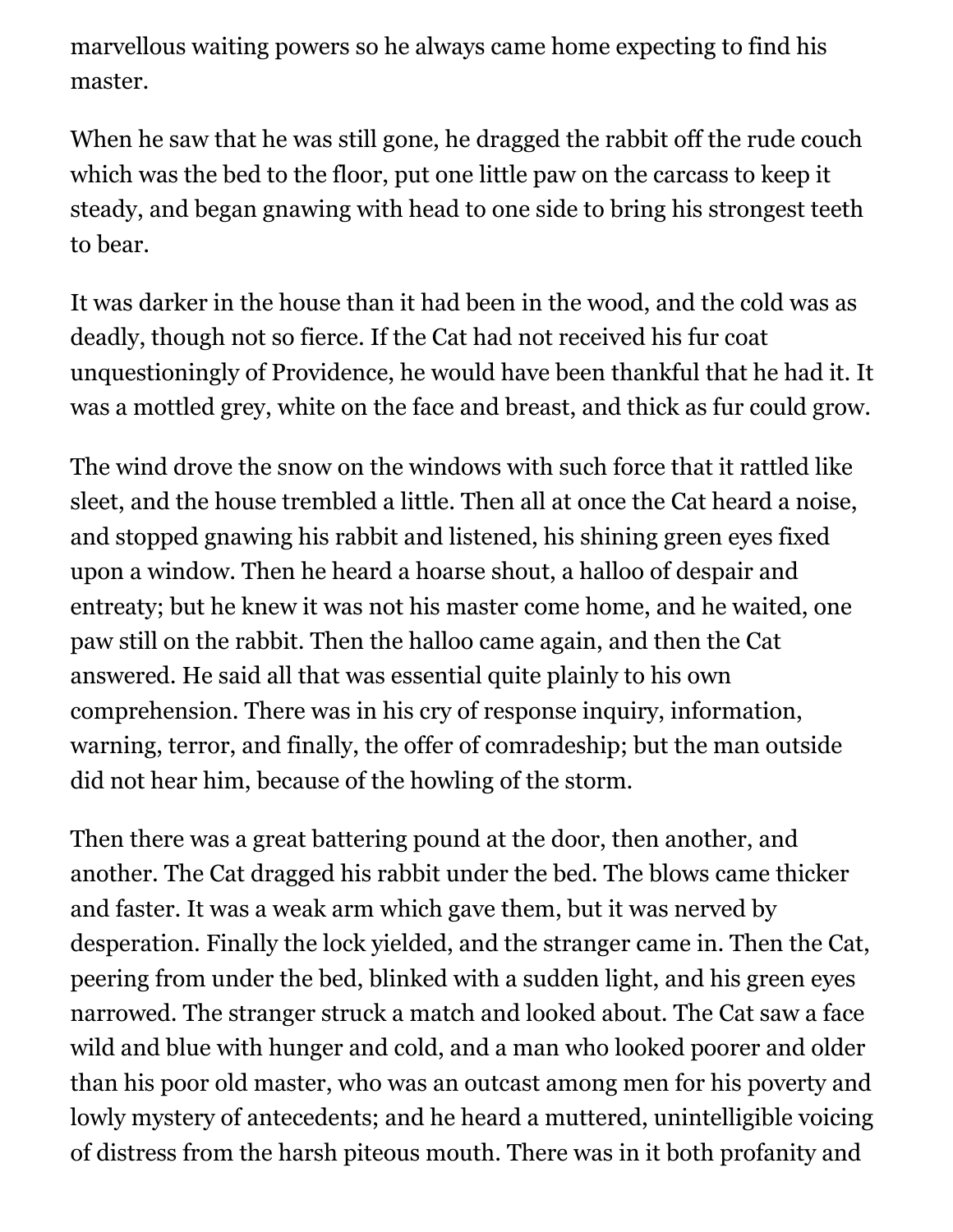marvellous waiting powers so he always came home expecting to find his master.

When he saw that he was still gone, he dragged the rabbit off the rude couch which was the bed to the floor, put one little paw on the carcass to keep it steady, and began gnawing with head to one side to bring his strongest teeth to bear.

It was darker in the house than it had been in the wood, and the cold was as deadly, though not so fierce. If the Cat had not received his fur coat unquestioningly of Providence, he would have been thankful that he had it. It was a mottled grey, white on the face and breast, and thick as fur could grow.

The wind drove the snow on the windows with such force that it rattled like sleet, and the house trembled a little. Then all at once the Cat heard a noise, and stopped gnawing his rabbit and listened, his shining green eyes fixed upon a window. Then he heard a hoarse shout, a halloo of despair and entreaty; but he knew it was not his master come home, and he waited, one paw still on the rabbit. Then the halloo came again, and then the Cat answered. He said all that was essential quite plainly to his own comprehension. There was in his cry of response inquiry, information, warning, terror, and finally, the offer of comradeship; but the man outside did not hear him, because of the howling of the storm.

Then there was a great battering pound at the door, then another, and another. The Cat dragged his rabbit under the bed. The blows came thicker and faster. It was a weak arm which gave them, but it was nerved by desperation. Finally the lock yielded, and the stranger came in. Then the Cat, peering from under the bed, blinked with a sudden light, and his green eyes narrowed. The stranger struck a match and looked about. The Cat saw a face wild and blue with hunger and cold, and a man who looked poorer and older than his poor old master, who was an outcast among men for his poverty and lowly mystery of antecedents; and he heard a muttered, unintelligible voicing of distress from the harsh piteous mouth. There was in it both profanity and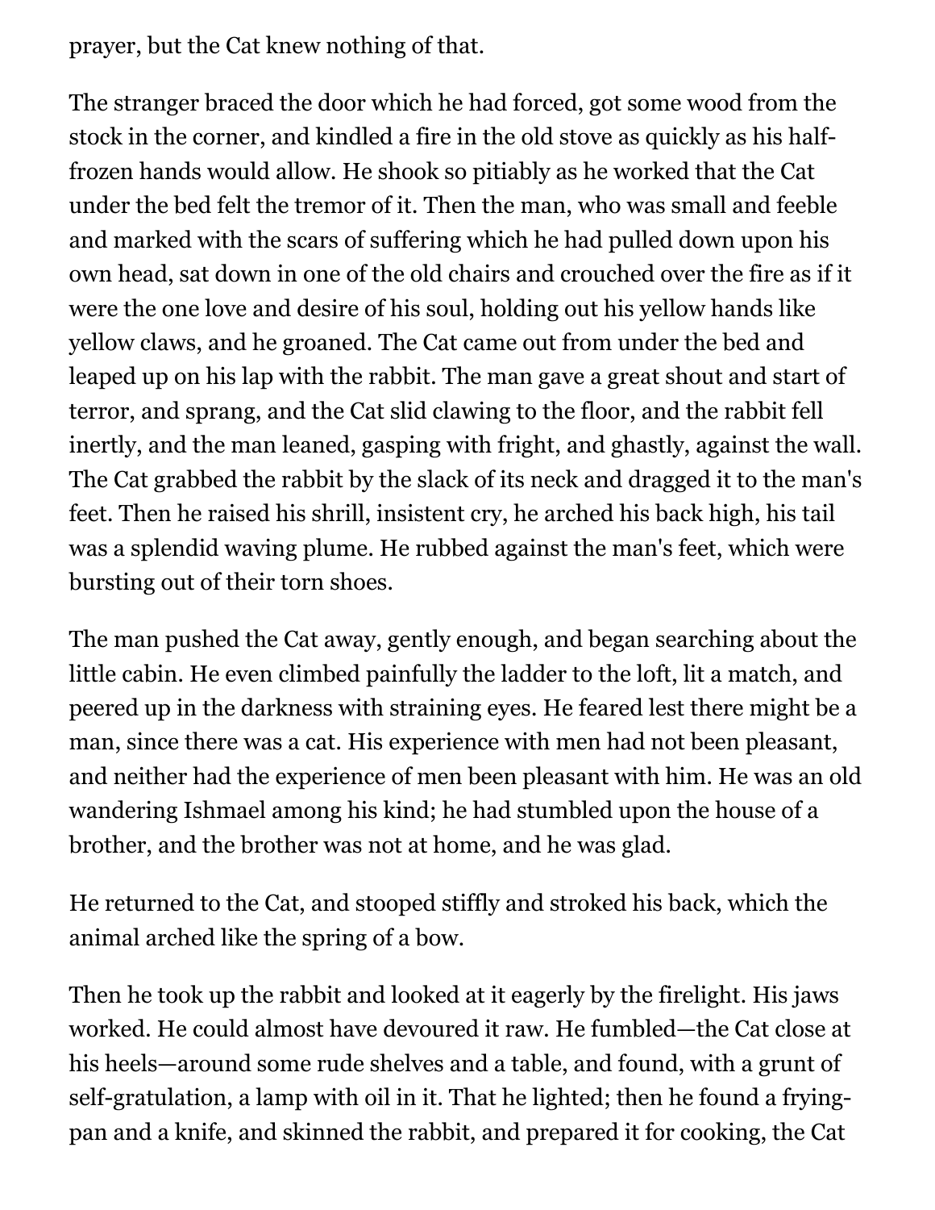prayer, but the Cat knew nothing of that.

The stranger braced the door which he had forced, got some wood from the stock in the corner, and kindled a fire in the old stove as quickly as his half-frozen hands would allow. He shook so pitiably as he worked that the Cat under the bed felt the tremor of it. Then the man, who was small and feeble and marked with the scars of suffering which he had pulled down upon his own head, sat down in one of the old chairs and crouched over the fire as if it were the one love and desire of his soul, holding out his yellow hands like yellow claws, and he groaned. The Cat came out from under the bed and leaped up on his lap with the rabbit. The man gave a great shout and start of terror, and sprang, and the Cat slid clawing to the floor, and the rabbit fell inertly, and the man leaned, gasping with fright, and ghastly, against the wall. The Cat grabbed the rabbit by the slack of its neck and dragged it to the man's feet. Then he raised his shrill, insistent cry, he arched his back high, his tail was a splendid waving plume. He rubbed against the man's feet, which were bursting out of their torn shoes.

The man pushed the Cat away, gently enough, and began searching about the little cabin. He even climbed painfully the ladder to the loft, lit a match, and peered up in the darkness with straining eyes. He feared lest there might be a man, since there was a cat. His experience with men had not been pleasant, and neither had the experience of men been pleasant with him. He was an old wandering Ishmael among his kind; he had stumbled upon the house of a brother, and the brother was not at home, and he was glad.

He returned to the Cat, and stooped stiffly and stroked his back, which the animal arched like the spring of a bow.

Then he took up the rabbit and looked at it eagerly by the firelight. His jaws worked. He could almost have devoured it raw. He fumbled—the Cat close at his heels—around some rude shelves and a table, and found, with a grunt of self-gratulation, a lamp with oil in it. That he lighted; then he found a frying-pan and a knife, and skinned the rabbit, and prepared it for cooking, the Cat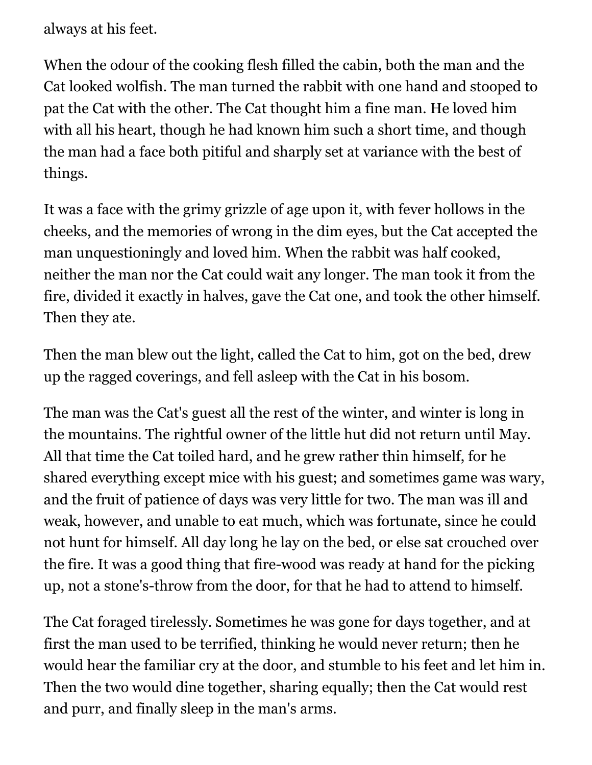always at his feet.

When the odour of the cooking flesh filled the cabin, both the man and the Cat looked wolfish. The man turned the rabbit with one hand and stooped to pat the Cat with the other. The Cat thought him a fine man. He loved him with all his heart, though he had known him such a short time, and though the man had a face both pitiful and sharply set at variance with the best of things.

It was a face with the grimy grizzle of age upon it, with fever hollows in the cheeks, and the memories of wrong in the dim eyes, but the Cat accepted the man unquestioningly and loved him. When the rabbit was half cooked, neither the man nor the Cat could wait any longer. The man took it from the fire, divided it exactly in halves, gave the Cat one, and took the other himself. Then they ate.

Then the man blew out the light, called the Cat to him, got on the bed, drew up the ragged coverings, and fell asleep with the Cat in his bosom.

The man was the Cat's guest all the rest of the winter, and winter is long in the mountains. The rightful owner of the little hut did not return until May. All that time the Cat toiled hard, and he grew rather thin himself, for he shared everything except mice with his guest; and sometimes game was wary, and the fruit of patience of days was very little for two. The man was ill and weak, however, and unable to eat much, which was fortunate, since he could not hunt for himself. All day long he lay on the bed, or else sat crouched over the fire. It was a good thing that fire-wood was ready at hand for the picking up, not a stone's-throw from the door, for that he had to attend to himself.

The Cat foraged tirelessly. Sometimes he was gone for days together, and at first the man used to be terrified, thinking he would never return; then he would hear the familiar cry at the door, and stumble to his feet and let him in. Then the two would dine together, sharing equally; then the Cat would rest and purr, and finally sleep in the man's arms.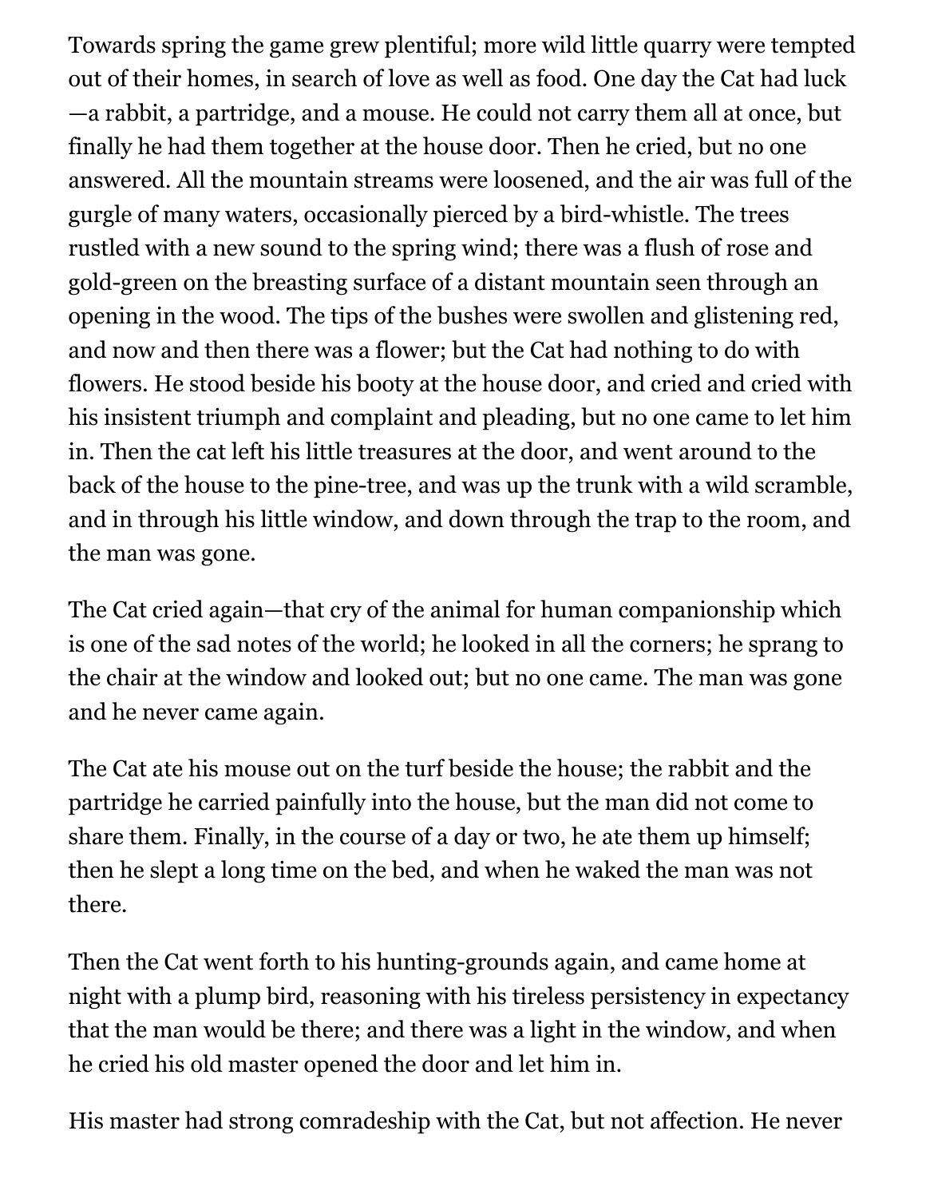Towards spring the game grew plentiful; more wild little quarry were tempted out of their homes, in search of love as well as food. One day the Cat had luck —a rabbit, a partridge, and a mouse. He could not carry them all at once, but finally he had them together at the house door. Then he cried, but no one answered. All the mountain streams were loosened, and the air was full of the gurgle of many waters, occasionally pierced by a bird-whistle. The trees rustled with a new sound to the spring wind; there was a flush of rose and gold-green on the breasting surface of a distant mountain seen through an opening in the wood. The tips of the bushes were swollen and glistening red, and now and then there was a flower; but the Cat had nothing to do with flowers. He stood beside his booty at the house door, and cried and cried with his insistent triumph and complaint and pleading, but no one came to let him in. Then the cat left his little treasures at the door, and went around to the back of the house to the pine-tree, and was up the trunk with a wild scramble, and in through his little window, and down through the trap to the room, and the man was gone.

The Cat cried again—that cry of the animal for human companionship which is one of the sad notes of the world; he looked in all the corners; he sprang to the chair at the window and looked out; but no one came. The man was gone and he never came again.

The Cat ate his mouse out on the turf beside the house; the rabbit and the partridge he carried painfully into the house, but the man did not come to share them. Finally, in the course of a day or two, he ate them up himself; then he slept a long time on the bed, and when he waked the man was not there.

Then the Cat went forth to his hunting-grounds again, and came home at night with a plump bird, reasoning with his tireless persistency in expectancy that the man would be there; and there was a light in the window, and when he cried his old master opened the door and let him in.

His master had strong comradeship with the Cat, but not affection. He never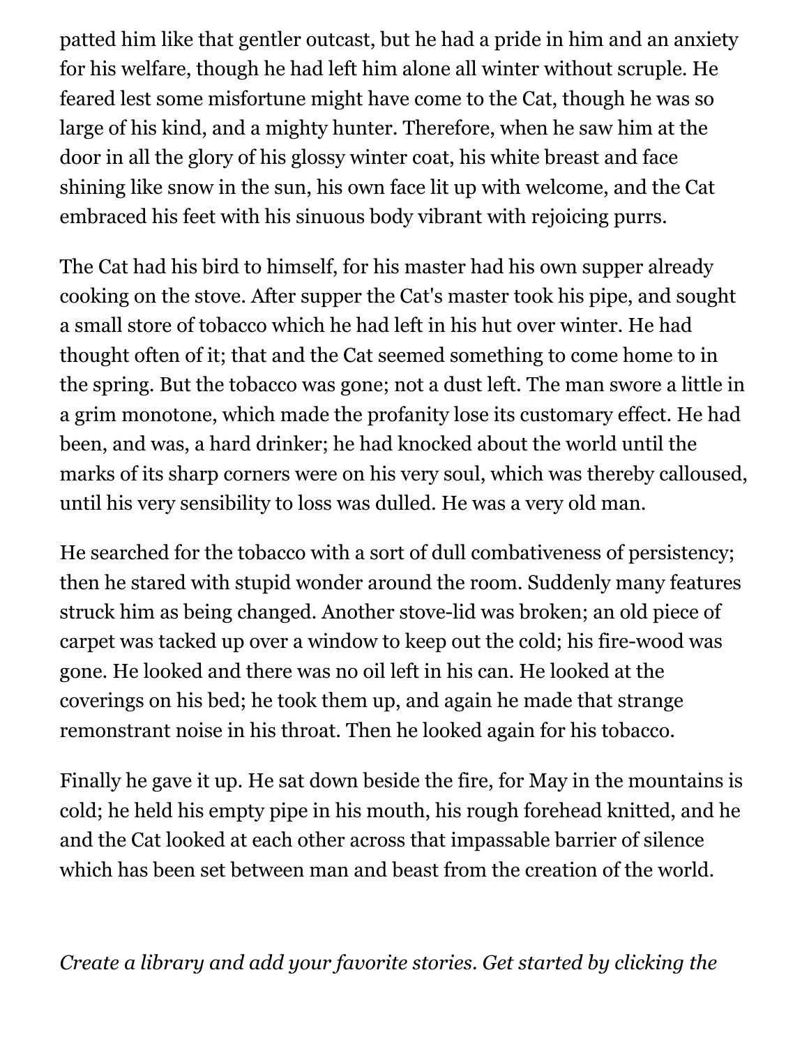patted him like that gentler outcast, but he had a pride in him and an anxiety for his welfare, though he had left him alone all winter without scruple. He feared lest some misfortune might have come to the Cat, though he was so large of his kind, and a mighty hunter. Therefore, when he saw him at the door in all the glory of his glossy winter coat, his white breast and face shining like snow in the sun, his own face lit up with welcome, and the Cat embraced his feet with his sinuous body vibrant with rejoicing purrs.

The Cat had his bird to himself, for his master had his own supper already cooking on the stove. After supper the Cat's master took his pipe, and sought a small store of tobacco which he had left in his hut over winter. He had thought often of it; that and the Cat seemed something to come home to in the spring. But the tobacco was gone; not a dust left. The man swore a little in a grim monotone, which made the profanity lose its customary effect. He had been, and was, a hard drinker; he had knocked about the world until the marks of its sharp corners were on his very soul, which was thereby calloused, until his very sensibility to loss was dulled. He was a very old man.

He searched for the tobacco with a sort of dull combativeness of persistency; then he stared with stupid wonder around the room. Suddenly many features struck him as being changed. Another stove-lid was broken; an old piece of carpet was tacked up over a window to keep out the cold; his fire-wood was gone. He looked and there was no oil left in his can. He looked at the coverings on his bed; he took them up, and again he made that strange remonstrant noise in his throat. Then he looked again for his tobacco.

Finally he gave it up. He sat down beside the fire, for May in the mountains is cold; he held his empty pipe in his mouth, his rough forehead knitted, and he and the Cat looked at each other across that impassable barrier of silence which has been set between man and beast from the creation of the world.

*Create a library and add your favorite stories. Get started by clicking the*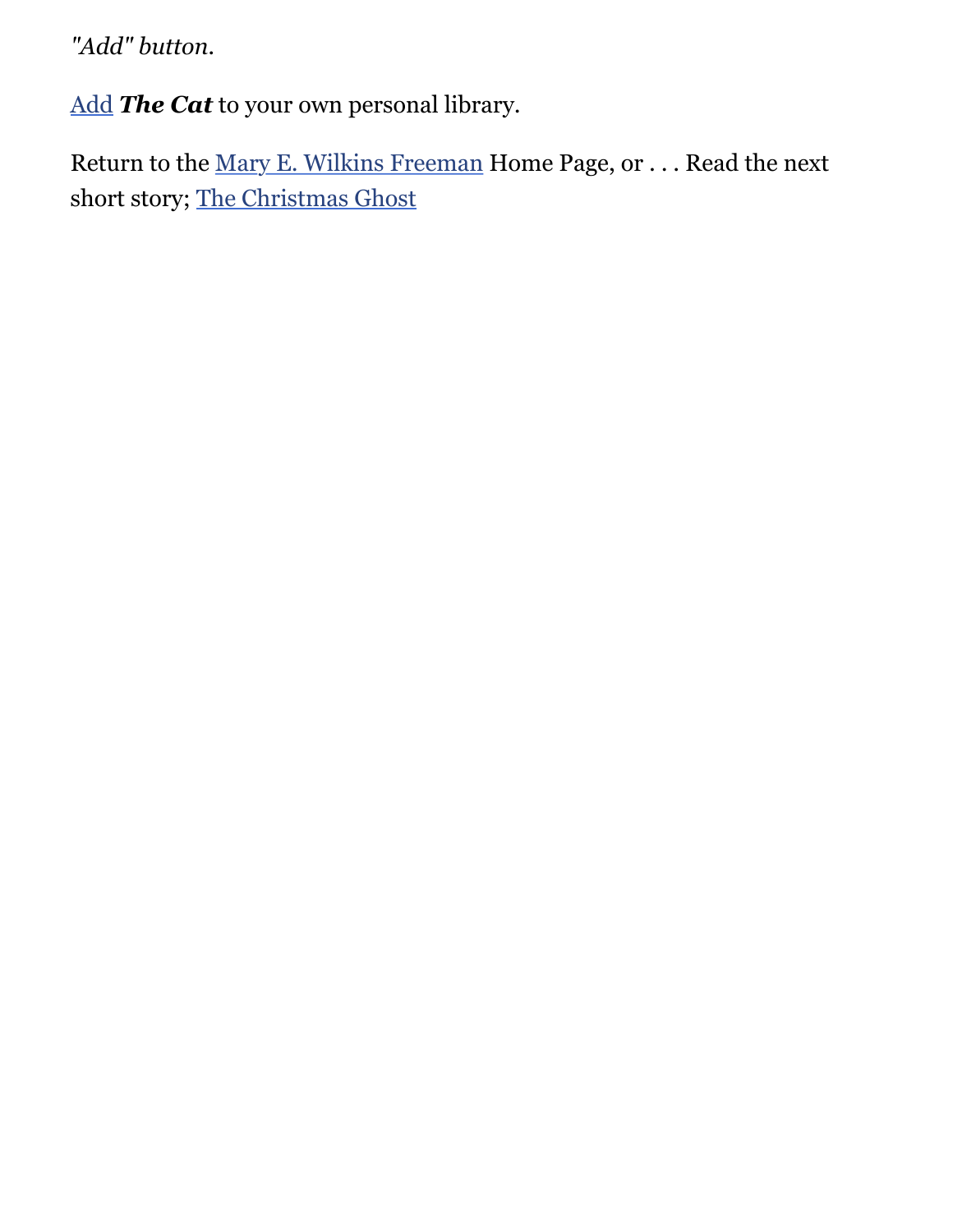*"Add" button.*

Add ***The Cat*** to your own personal library.

Return to the Mary E. Wilkins Freeman Home Page, or . . . Read the next short story; The Christmas Ghost